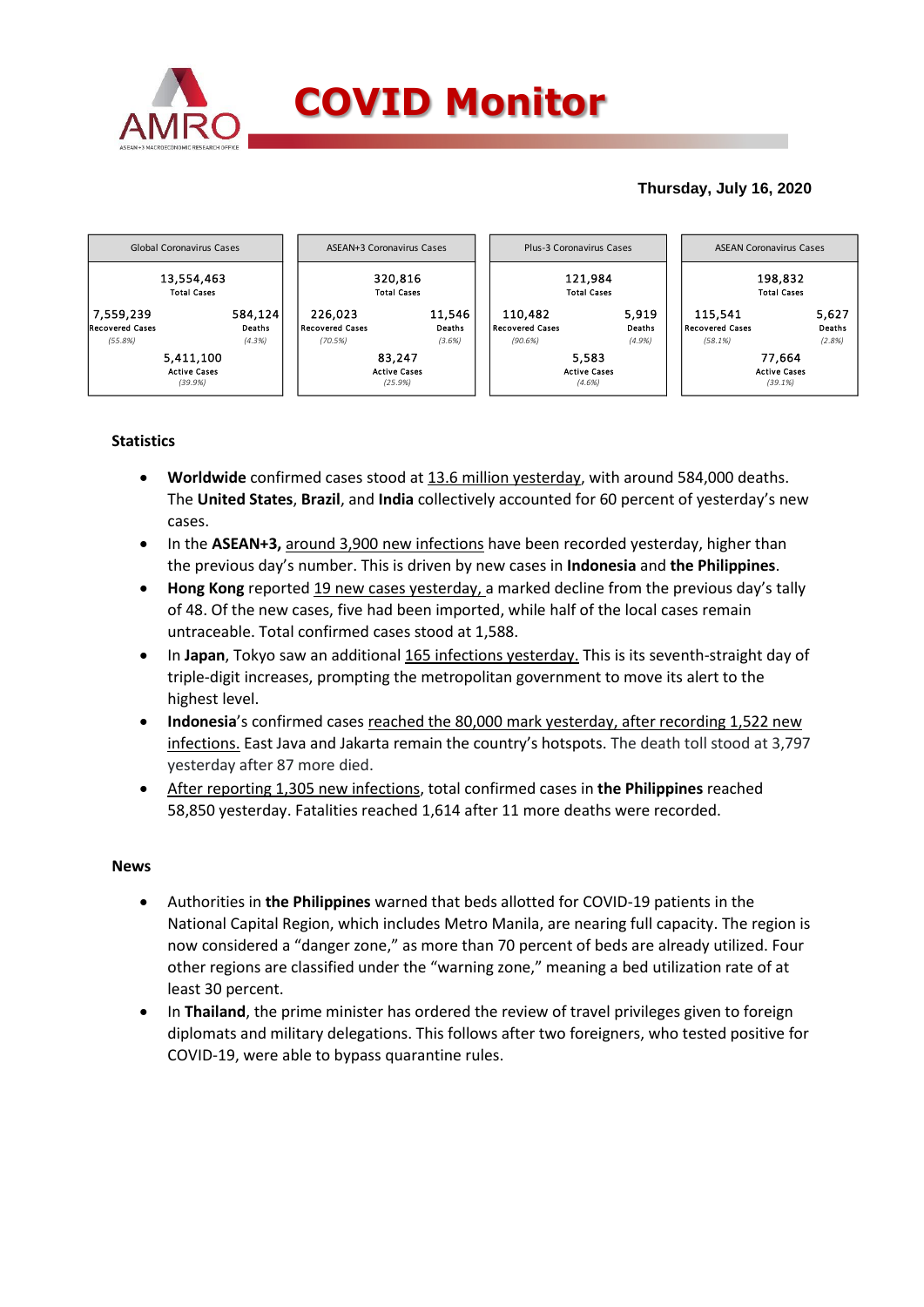# COVID Monitor

**Thursday, July 16, 2020**

| Global Coronavirus Cases | | ASEAN+3 Coronavirus Cases | | Plus-3 Coronavirus Cases | | ASEAN Coronavirus Cases | |
|---|---|---|---|---|---|---|---|
| 13,554,463 Total Cases | | 320,816 Total Cases | | 121,984 Total Cases | | 198,832 Total Cases | |
| 7,559,239 Recovered Cases (55.8%) | 584,124 Deaths (4.3%) | 226,023 Recovered Cases (70.5%) | 11,546 Deaths (3.6%) | 110,482 Recovered Cases (90.6%) | 5,919 Deaths (4.9%) | 115,541 Recovered Cases (58.1%) | 5,627 Deaths (2.8%) |
| 5,411,100 Active Cases (39.9%) | | 83,247 Active Cases (25.9%) | | 5,583 Active Cases (4.6%) | | 77,664 Active Cases (39.1%) | |

## Statistics

- **Worldwide** confirmed cases stood at 13.6 million yesterday, with around 584,000 deaths. The **United States**, **Brazil**, and **India** collectively accounted for 60 percent of yesterday's new cases.
- In the **ASEAN+3,** around 3,900 new infections have been recorded yesterday, higher than the previous day's number. This is driven by new cases in **Indonesia** and **the Philippines**.
- **Hong Kong** reported 19 new cases yesterday, a marked decline from the previous day's tally of 48. Of the new cases, five had been imported, while half of the local cases remain untraceable. Total confirmed cases stood at 1,588.
- In **Japan**, Tokyo saw an additional 165 infections yesterday. This is its seventh-straight day of triple-digit increases, prompting the metropolitan government to move its alert to the highest level.
- **Indonesia**'s confirmed cases reached the 80,000 mark yesterday, after recording 1,522 new infections. East Java and Jakarta remain the country's hotspots. The death toll stood at 3,797 yesterday after 87 more died.
- After reporting 1,305 new infections, total confirmed cases in **the Philippines** reached 58,850 yesterday. Fatalities reached 1,614 after 11 more deaths were recorded.

## News

- Authorities in **the Philippines** warned that beds allotted for COVID-19 patients in the National Capital Region, which includes Metro Manila, are nearing full capacity. The region is now considered a "danger zone," as more than 70 percent of beds are already utilized. Four other regions are classified under the "warning zone," meaning a bed utilization rate of at least 30 percent.
- In **Thailand**, the prime minister has ordered the review of travel privileges given to foreign diplomats and military delegations. This follows after two foreigners, who tested positive for COVID-19, were able to bypass quarantine rules.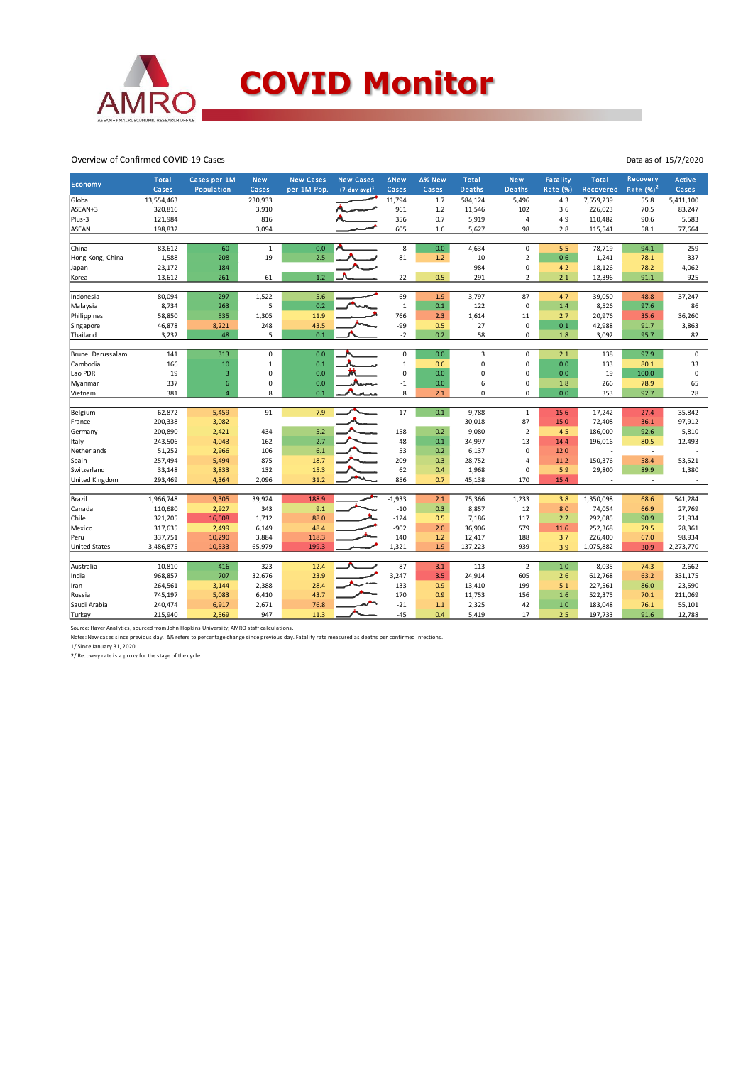# COVID Monitor

## Overview of Confirmed COVID-19 Cases

Data as of 15/7/2020

| Economy | Total Cases | Cases per 1M Population | New Cases | New Cases per 1M Pop. | New Cases (7-day avg)[1] | ΔNew Cases | Δ% New Cases | Total Deaths | New Deaths | Fatality Rate (%) | Total Recovered | Recovery Rate (%)[2] | Active Cases |
|---|---|---|---|---|---|---|---|---|---|---|---|---|---|
| Global | 13,554,463 | | 230,933 | | | 11,794 | 1.7 | 584,124 | 5,496 | 4.3 | 7,559,239 | 55.8 | 5,411,100 |
| ASEAN+3 | 320,816 | | 3,910 | | | 961 | 1.2 | 11,546 | 102 | 3.6 | 226,023 | 70.5 | 83,247 |
| Plus-3 | 121,984 | | 816 | | | 356 | 0.7 | 5,919 | 4 | 4.9 | 110,482 | 90.6 | 5,583 |
| ASEAN | 198,832 | | 3,094 | | | 605 | 1.6 | 5,627 | 98 | 2.8 | 115,541 | 58.1 | 77,664 |
| | | | | | | | | | | | | | |
| China | 83,612 | 60 | 1 | 0.0 | | -8 | 0.0 | 4,634 | 0 | 5.5 | 78,719 | 94.1 | 259 |
| Hong Kong, China | 1,588 | 208 | 19 | 2.5 | | -81 | 1.2 | 10 | 2 | 0.6 | 1,241 | 78.1 | 337 |
| Japan | 23,172 | 184 | - | - | | - | - | 984 | 0 | 4.2 | 18,126 | 78.2 | 4,062 |
| Korea | 13,612 | 261 | 61 | 1.2 | | 22 | 0.5 | 291 | 2 | 2.1 | 12,396 | 91.1 | 925 |
| | | | | | | | | | | | | | |
| Indonesia | 80,094 | 297 | 1,522 | 5.6 | | -69 | 1.9 | 3,797 | 87 | 4.7 | 39,050 | 48.8 | 37,247 |
| Malaysia | 8,734 | 263 | 5 | 0.2 | | 1 | 0.1 | 122 | 0 | 1.4 | 8,526 | 97.6 | 86 |
| Philippines | 58,850 | 535 | 1,305 | 11.9 | | 766 | 2.3 | 1,614 | 11 | 2.7 | 20,976 | 35.6 | 36,260 |
| Singapore | 46,878 | 8,221 | 248 | 43.5 | | -99 | 0.5 | 27 | 0 | 0.1 | 42,988 | 91.7 | 3,863 |
| Thailand | 3,232 | 48 | 5 | 0.1 | | -2 | 0.2 | 58 | 0 | 1.8 | 3,092 | 95.7 | 82 |
| | | | | | | | | | | | | | |
| Brunei Darussalam | 141 | 313 | 0 | 0.0 | | 0 | 0.0 | 3 | 0 | 2.1 | 138 | 97.9 | 0 |
| Cambodia | 166 | 10 | 1 | 0.1 | | 1 | 0.6 | 0 | 0 | 0.0 | 133 | 80.1 | 33 |
| Lao PDR | 19 | 3 | 0 | 0.0 | | 0 | 0.0 | 0 | 0 | 0.0 | 19 | 100.0 | 0 |
| Myanmar | 337 | 6 | 0 | 0.0 | | -1 | 0.0 | 6 | 0 | 1.8 | 266 | 78.9 | 65 |
| Vietnam | 381 | 4 | 8 | 0.1 | | 8 | 2.1 | 0 | 0 | 0.0 | 353 | 92.7 | 28 |
| | | | | | | | | | | | | | |
| Belgium | 62,872 | 5,459 | 91 | 7.9 | | 17 | 0.1 | 9,788 | 1 | 15.6 | 17,242 | 27.4 | 35,842 |
| France | 200,338 | 3,082 | - | - | | - | - | 30,018 | 87 | 15.0 | 72,408 | 36.1 | 97,912 |
| Germany | 200,890 | 2,421 | 434 | 5.2 | | 158 | 0.2 | 9,080 | 2 | 4.5 | 186,000 | 92.6 | 5,810 |
| Italy | 243,506 | 4,043 | 162 | 2.7 | | 48 | 0.1 | 34,997 | 13 | 14.4 | 196,016 | 80.5 | 12,493 |
| Netherlands | 51,252 | 2,966 | 106 | 6.1 | | 53 | 0.2 | 6,137 | 0 | 12.0 | - | - | - |
| Spain | 257,494 | 5,494 | 875 | 18.7 | | 209 | 0.3 | 28,752 | 4 | 11.2 | 150,376 | 58.4 | 53,521 |
| Switzerland | 33,148 | 3,833 | 132 | 15.3 | | 62 | 0.4 | 1,968 | 0 | 5.9 | 29,800 | 89.9 | 1,380 |
| United Kingdom | 293,469 | 4,364 | 2,096 | 31.2 | | 856 | 0.7 | 45,138 | 170 | 15.4 | - | - | - |
| | | | | | | | | | | | | | |
| Brazil | 1,966,748 | 9,305 | 39,924 | 188.9 | | -1,933 | 2.1 | 75,366 | 1,233 | 3.8 | 1,350,098 | 68.6 | 541,284 |
| Canada | 110,680 | 2,927 | 343 | 9.1 | | -10 | 0.3 | 8,857 | 12 | 8.0 | 74,054 | 66.9 | 27,769 |
| Chile | 321,205 | 16,508 | 1,712 | 88.0 | | -124 | 0.5 | 7,186 | 117 | 2.2 | 292,085 | 90.9 | 21,934 |
| Mexico | 317,635 | 2,499 | 6,149 | 48.4 | | -902 | 2.0 | 36,906 | 579 | 11.6 | 252,368 | 79.5 | 28,361 |
| Peru | 337,751 | 10,290 | 3,884 | 118.3 | | 140 | 1.2 | 12,417 | 188 | 3.7 | 226,400 | 67.0 | 98,934 |
| United States | 3,486,875 | 10,533 | 65,979 | 199.3 | | -1,321 | 1.9 | 137,223 | 939 | 3.9 | 1,075,882 | 30.9 | 2,273,770 |
| | | | | | | | | | | | | | |
| Australia | 10,810 | 416 | 323 | 12.4 | | 87 | 3.1 | 113 | 2 | 1.0 | 8,035 | 74.3 | 2,662 |
| India | 968,857 | 707 | 32,676 | 23.9 | | 3,247 | 3.5 | 24,914 | 605 | 2.6 | 612,768 | 63.2 | 331,175 |
| Iran | 264,561 | 3,144 | 2,388 | 28.4 | | -133 | 0.9 | 13,410 | 199 | 5.1 | 227,561 | 86.0 | 23,590 |
| Russia | 745,197 | 5,083 | 6,410 | 43.7 | | 170 | 0.9 | 11,753 | 156 | 1.6 | 522,375 | 70.1 | 211,069 |
| Saudi Arabia | 240,474 | 6,917 | 2,671 | 76.8 | | -21 | 1.1 | 2,325 | 42 | 1.0 | 183,048 | 76.1 | 55,101 |
| Turkey | 215,940 | 2,569 | 947 | 11.3 | | -45 | 0.4 | 5,419 | 17 | 2.5 | 197,733 | 91.6 | 12,788 |

Source: Haver Analytics, sourced from John Hopkins University; AMRO staff calculations.

Notes: New cases since previous day. Δ% refers to percentage change since previous day. Fatality rate measured as deaths per confirmed infections.

1/ Since January 31, 2020.

2/ Recovery rate is a proxy for the stage of the cycle.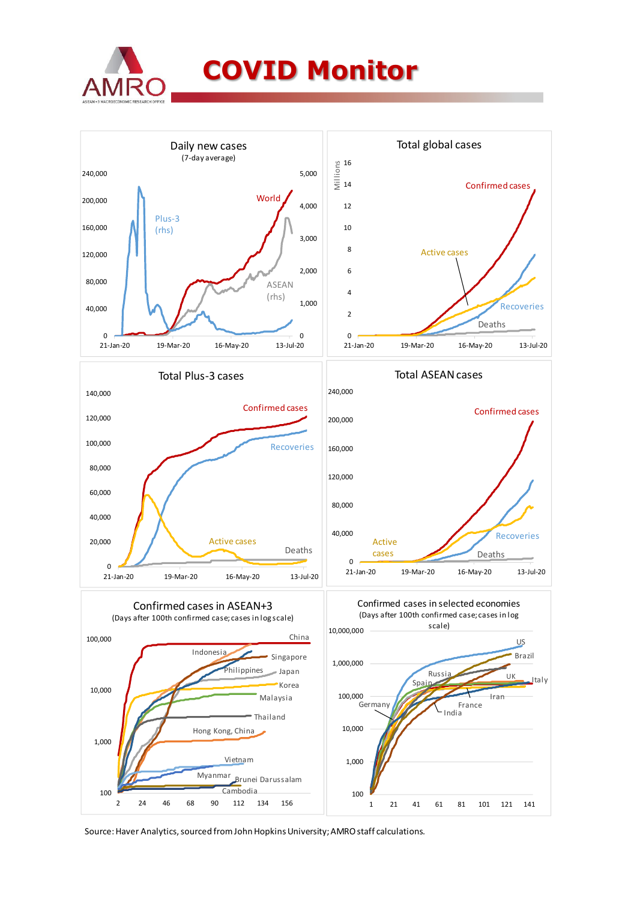# COVID Monitor

AMRO
ASEAN+3 MACROECONOMIC RESEARCH OFFICE

## Daily new cases

(7-day average)

240,000
200,000
160,000
120,000
80,000
40,000
0

5,000
4,000
3,000
2,000
1,000
0

21-Jan-20
19-Mar-20
16-May-20
13-Jul-20

World
Plus-3 (rhs)
ASEAN (rhs)

## Total global cases

Millions

16
14
12
10
8
6
4
2
0

21-Jan-20
19-Mar-20
16-May-20
13-Jul-20

Confirmed cases
Active cases
Recoveries
Deaths

## Total Plus-3 cases

140,000
120,000
100,000
80,000
60,000
40,000
20,000
0

21-Jan-20
19-Mar-20
16-May-20
13-Jul-20

Confirmed cases
Recoveries
Active cases
Deaths

## Total ASEAN cases

240,000
200,000
160,000
120,000
80,000
40,000
0

21-Jan-20
19-Mar-20
16-May-20
13-Jul-20

Confirmed cases
Active cases
Recoveries
Deaths

## Confirmed cases in ASEAN+3

(Days after 100th confirmed case; cases in log scale)

100,000
10,000
1,000
100

2
24
46
68
90
112
134
156

China
Indonesia
Singapore
Philippines
Japan
Korea
Malaysia
Thailand
Hong Kong, China
Vietnam
Myanmar
Brunei Darussalam
Cambodia

## Confirmed cases in selected economies

(Days after 100th confirmed case; cases in log scale)

10,000,000
1,000,000
100,000
10,000
1,000
100

1
21
41
61
81
101
121
141

US
Brazil
Russia
Spain
UK
Italy
Germany
Iran
France
India

Source: Haver Analytics, sourced from John Hopkins University; AMRO staff calculations.